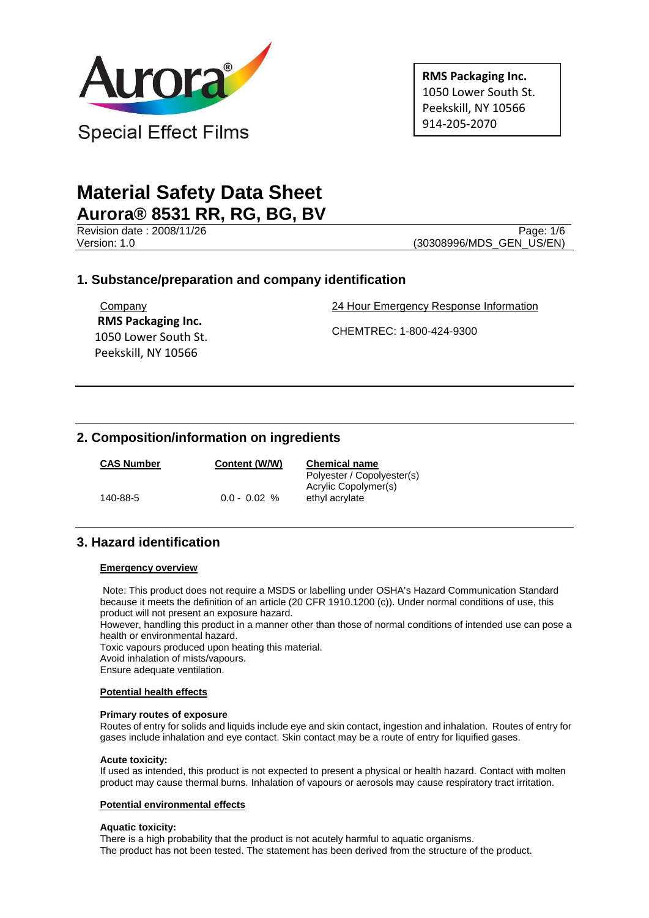Aurora®

Special Effect Films

**RMS Packaging Inc.**
1050 Lower South St.
Peekskill, NY 10566
914-205-2070

# Material Safety Data Sheet
## Aurora® 8531 RR, RG, BG, BV

Revision date : 2008/11/26
Version: 1.0

(30308996/MDS_GEN_US/EN)

## 1. Substance/preparation and company identification

Company
**RMS Packaging Inc.**
1050 Lower South St.
Peekskill, NY 10566

24 Hour Emergency Response Information

CHEMTREC: 1-800-424-9300

## 2. Composition/information on ingredients

| CAS Number | Content (W/W) | Chemical name |
|---|---|---|
| | | Polyester / Copolyester(s) |
| | | Acrylic Copolymer(s) |
| 140-88-5 | 0.0 - 0.02 % | ethyl acrylate |

## 3. Hazard identification

**Emergency overview**

Note: This product does not require a MSDS or labelling under OSHA's Hazard Communication Standard because it meets the definition of an article (20 CFR 1910.1200 (c)). Under normal conditions of use, this product will not present an exposure hazard.
However, handling this product in a manner other than those of normal conditions of intended use can pose a health or environmental hazard.
Toxic vapours produced upon heating this material.
Avoid inhalation of mists/vapours.
Ensure adequate ventilation.

**Potential health effects**

**Primary routes of exposure**
Routes of entry for solids and liquids include eye and skin contact, ingestion and inhalation. Routes of entry for gases include inhalation and eye contact. Skin contact may be a route of entry for liquified gases.

**Acute toxicity:**
If used as intended, this product is not expected to present a physical or health hazard. Contact with molten product may cause thermal burns. Inhalation of vapours or aerosols may cause respiratory tract irritation.

**Potential environmental effects**

**Aquatic toxicity:**
There is a high probability that the product is not acutely harmful to aquatic organisms.
The product has not been tested. The statement has been derived from the structure of the product.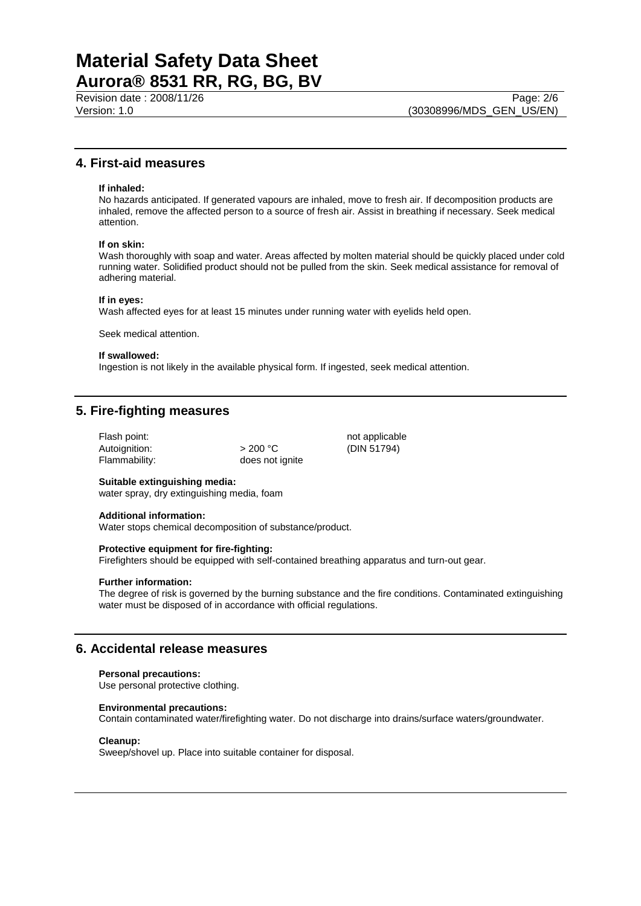## 4. First-aid measures

**If inhaled:**
No hazards anticipated. If generated vapours are inhaled, move to fresh air. If decomposition products are inhaled, remove the affected person to a source of fresh air. Assist in breathing if necessary. Seek medical attention.

**If on skin:**
Wash thoroughly with soap and water. Areas affected by molten material should be quickly placed under cold running water. Solidified product should not be pulled from the skin. Seek medical assistance for removal of adhering material.

**If in eyes:**
Wash affected eyes for at least 15 minutes under running water with eyelids held open.

Seek medical attention.

**If swallowed:**
Ingestion is not likely in the available physical form. If ingested, seek medical attention.

## 5. Fire-fighting measures

| | | |
|---|---|---|
| Flash point: | | not applicable |
| Autoignition: | > 200 °C | (DIN 51794) |
| Flammability: | does not ignite | |

**Suitable extinguishing media:**
water spray, dry extinguishing media, foam

**Additional information:**
Water stops chemical decomposition of substance/product.

**Protective equipment for fire-fighting:**
Firefighters should be equipped with self-contained breathing apparatus and turn-out gear.

**Further information:**
The degree of risk is governed by the burning substance and the fire conditions. Contaminated extinguishing water must be disposed of in accordance with official regulations.

## 6. Accidental release measures

**Personal precautions:**
Use personal protective clothing.

**Environmental precautions:**
Contain contaminated water/firefighting water. Do not discharge into drains/surface waters/groundwater.

**Cleanup:**
Sweep/shovel up. Place into suitable container for disposal.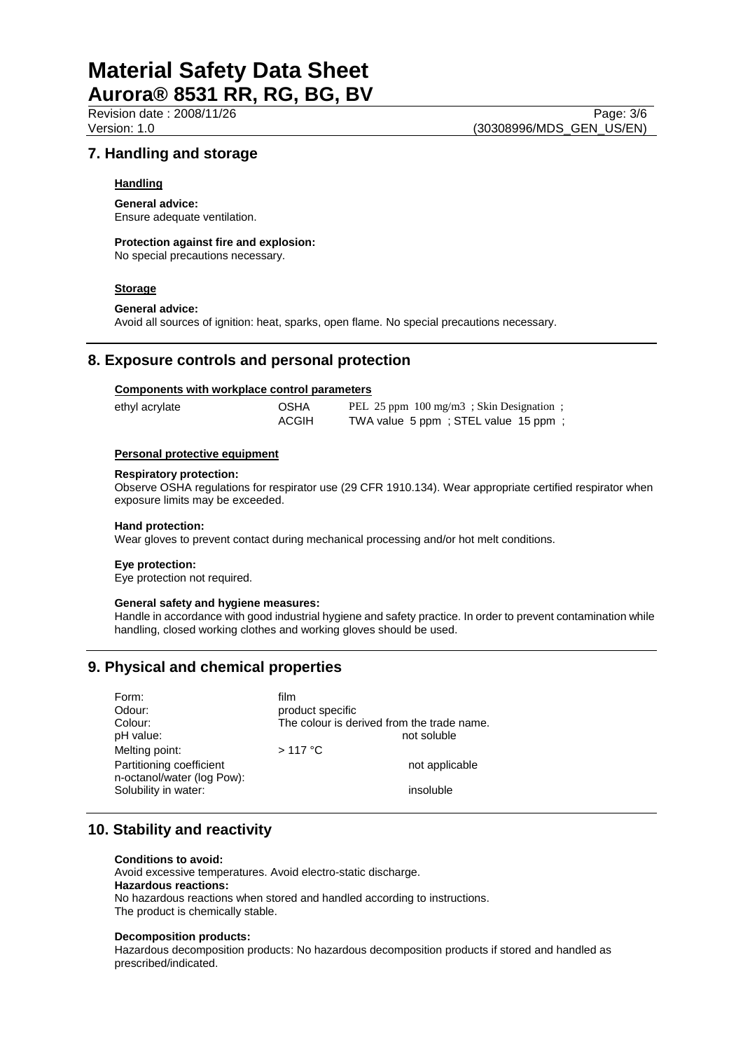## 7. Handling and storage

### Handling

**General advice:**
Ensure adequate ventilation.

**Protection against fire and explosion:**
No special precautions necessary.

### Storage

**General advice:**
Avoid all sources of ignition: heat, sparks, open flame. No special precautions necessary.

## 8. Exposure controls and personal protection

### Components with workplace control parameters

| | | |
|---|---|---|
| ethyl acrylate | OSHA | PEL 25 ppm 100 mg/m3 ; Skin Designation ; |
| | ACGIH | TWA value 5 ppm ; STEL value 15 ppm ; |

### Personal protective equipment

**Respiratory protection:**
Observe OSHA regulations for respirator use (29 CFR 1910.134). Wear appropriate certified respirator when exposure limits may be exceeded.

**Hand protection:**
Wear gloves to prevent contact during mechanical processing and/or hot melt conditions.

**Eye protection:**
Eye protection not required.

**General safety and hygiene measures:**
Handle in accordance with good industrial hygiene and safety practice. In order to prevent contamination while handling, closed working clothes and working gloves should be used.

## 9. Physical and chemical properties

| | |
|---|---|
| Form: | film |
| Odour: | product specific |
| Colour: | The colour is derived from the trade name. |
| pH value: | not soluble |
| Melting point: | > 117 °C |
| Partitioning coefficient n-octanol/water (log Pow): | not applicable |
| Solubility in water: | insoluble |

## 10. Stability and reactivity

**Conditions to avoid:**
Avoid excessive temperatures. Avoid electro-static discharge.

**Hazardous reactions:**
No hazardous reactions when stored and handled according to instructions.
The product is chemically stable.

**Decomposition products:**
Hazardous decomposition products: No hazardous decomposition products if stored and handled as prescribed/indicated.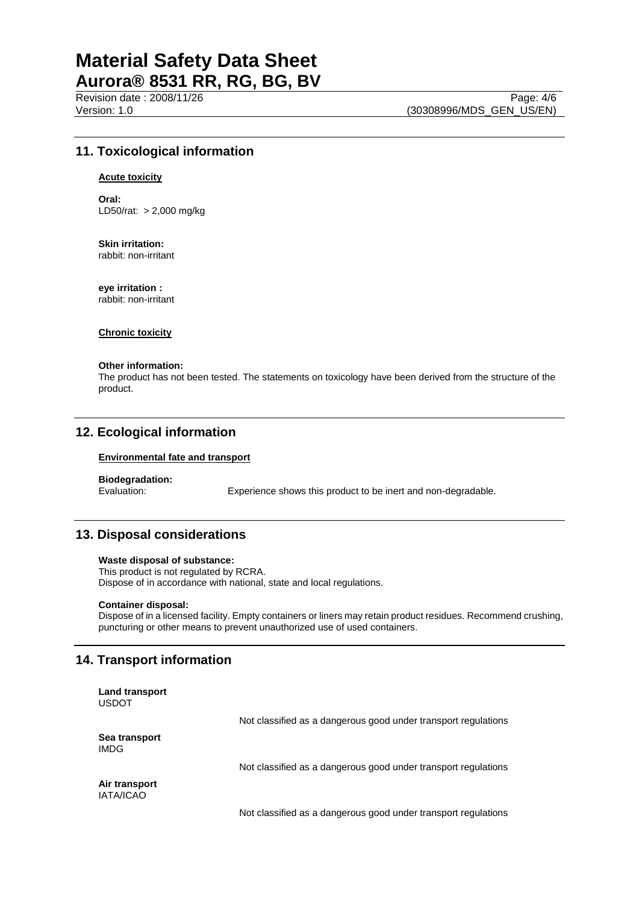## 11. Toxicological information

**Acute toxicity**

**Oral:**
LD50/rat: > 2,000 mg/kg

**Skin irritation:**
rabbit: non-irritant

**eye irritation :**
rabbit: non-irritant

**Chronic toxicity**

**Other information:**
The product has not been tested. The statements on toxicology have been derived from the structure of the product.

## 12. Ecological information

**Environmental fate and transport**

**Biodegradation:**
Evaluation: Experience shows this product to be inert and non-degradable.

## 13. Disposal considerations

**Waste disposal of substance:**
This product is not regulated by RCRA.
Dispose of in accordance with national, state and local regulations.

**Container disposal:**
Dispose of in a licensed facility. Empty containers or liners may retain product residues. Recommend crushing, puncturing or other means to prevent unauthorized use of used containers.

## 14. Transport information

**Land transport**
USDOT

Not classified as a dangerous good under transport regulations

**Sea transport**
IMDG

Not classified as a dangerous good under transport regulations

**Air transport**
IATA/ICAO

Not classified as a dangerous good under transport regulations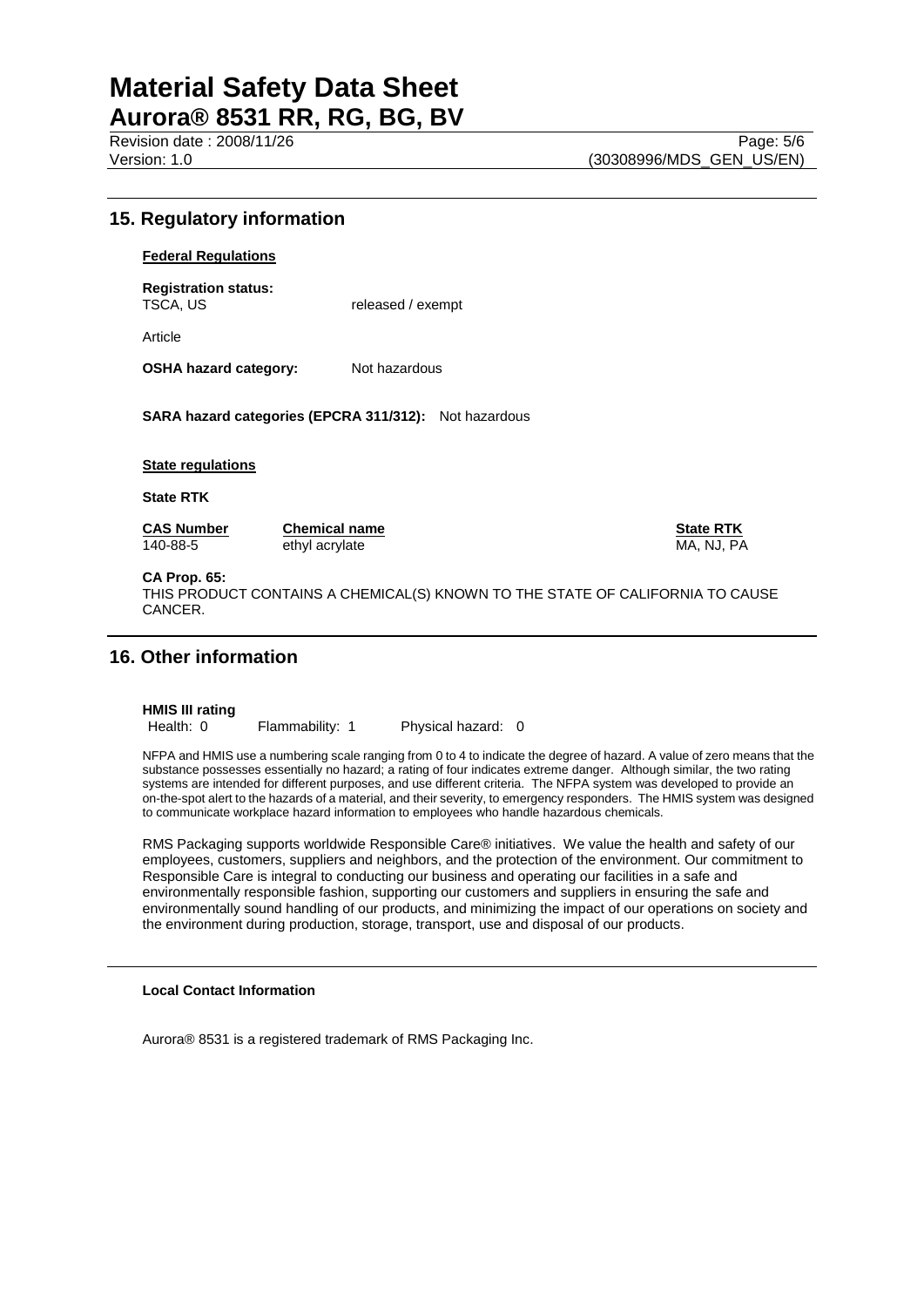## 15. Regulatory information

**Federal Regulations**

**Registration status:**
TSCA, US released / exempt

Article

**OSHA hazard category:** Not hazardous

**SARA hazard categories (EPCRA 311/312):** Not hazardous

**State regulations**

**State RTK**

| CAS Number | Chemical name | State RTK |
|---|---|---|
| 140-88-5 | ethyl acrylate | MA, NJ, PA |

**CA Prop. 65:**
THIS PRODUCT CONTAINS A CHEMICAL(S) KNOWN TO THE STATE OF CALIFORNIA TO CAUSE CANCER.

## 16. Other information

**HMIS III rating**
Health: 0 Flammability: 1 Physical hazard: 0

NFPA and HMIS use a numbering scale ranging from 0 to 4 to indicate the degree of hazard. A value of zero means that the substance possesses essentially no hazard; a rating of four indicates extreme danger. Although similar, the two rating systems are intended for different purposes, and use different criteria. The NFPA system was developed to provide an on-the-spot alert to the hazards of a material, and their severity, to emergency responders. The HMIS system was designed to communicate workplace hazard information to employees who handle hazardous chemicals.

RMS Packaging supports worldwide Responsible Care® initiatives. We value the health and safety of our employees, customers, suppliers and neighbors, and the protection of the environment. Our commitment to Responsible Care is integral to conducting our business and operating our facilities in a safe and environmentally responsible fashion, supporting our customers and suppliers in ensuring the safe and environmentally sound handling of our products, and minimizing the impact of our operations on society and the environment during production, storage, transport, use and disposal of our products.

**Local Contact Information**

Aurora® 8531 is a registered trademark of RMS Packaging Inc.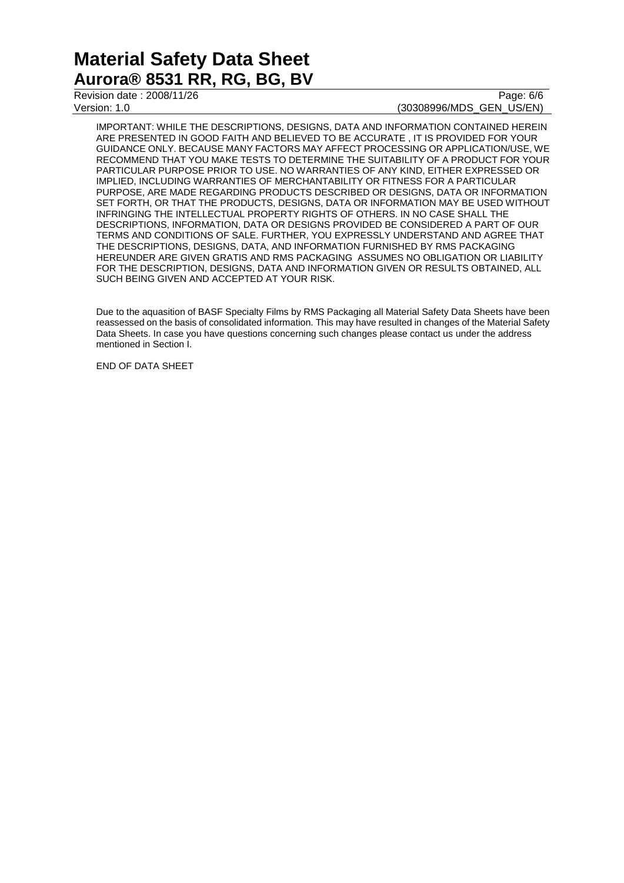IMPORTANT: WHILE THE DESCRIPTIONS, DESIGNS, DATA AND INFORMATION CONTAINED HEREIN ARE PRESENTED IN GOOD FAITH AND BELIEVED TO BE ACCURATE , IT IS PROVIDED FOR YOUR GUIDANCE ONLY. BECAUSE MANY FACTORS MAY AFFECT PROCESSING OR APPLICATION/USE, WE RECOMMEND THAT YOU MAKE TESTS TO DETERMINE THE SUITABILITY OF A PRODUCT FOR YOUR PARTICULAR PURPOSE PRIOR TO USE. NO WARRANTIES OF ANY KIND, EITHER EXPRESSED OR IMPLIED, INCLUDING WARRANTIES OF MERCHANTABILITY OR FITNESS FOR A PARTICULAR PURPOSE, ARE MADE REGARDING PRODUCTS DESCRIBED OR DESIGNS, DATA OR INFORMATION SET FORTH, OR THAT THE PRODUCTS, DESIGNS, DATA OR INFORMATION MAY BE USED WITHOUT INFRINGING THE INTELLECTUAL PROPERTY RIGHTS OF OTHERS. IN NO CASE SHALL THE DESCRIPTIONS, INFORMATION, DATA OR DESIGNS PROVIDED BE CONSIDERED A PART OF OUR TERMS AND CONDITIONS OF SALE. FURTHER, YOU EXPRESSLY UNDERSTAND AND AGREE THAT THE DESCRIPTIONS, DESIGNS, DATA, AND INFORMATION FURNISHED BY RMS PACKAGING HEREUNDER ARE GIVEN GRATIS AND RMS PACKAGING ASSUMES NO OBLIGATION OR LIABILITY FOR THE DESCRIPTION, DESIGNS, DATA AND INFORMATION GIVEN OR RESULTS OBTAINED, ALL SUCH BEING GIVEN AND ACCEPTED AT YOUR RISK.

Due to the aquasition of BASF Specialty Films by RMS Packaging all Material Safety Data Sheets have been reassessed on the basis of consolidated information. This may have resulted in changes of the Material Safety Data Sheets. In case you have questions concerning such changes please contact us under the address mentioned in Section I.

END OF DATA SHEET